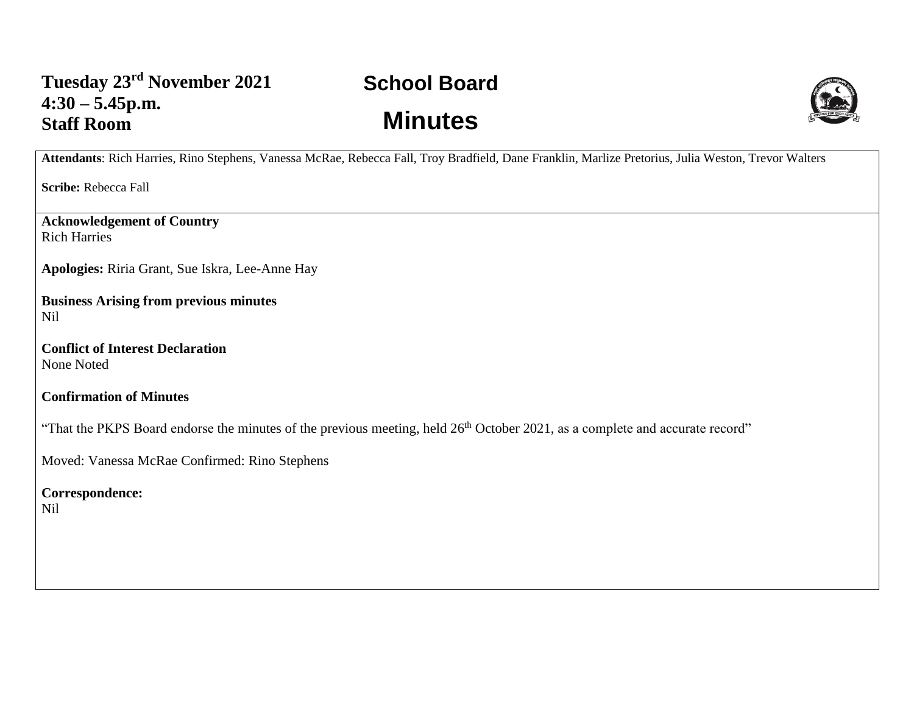**Tuesday 23rd November 2021**
**4:30 – 5.45p.m.**
**Staff Room**

# School Board

# Minutes

**Attendants**: Rich Harries, Rino Stephens, Vanessa McRae, Rebecca Fall, Troy Bradfield, Dane Franklin, Marlize Pretorius, Julia Weston, Trevor Walters

**Scribe:** Rebecca Fall

**Acknowledgement of Country**
Rich Harries

**Apologies:** Riria Grant, Sue Iskra, Lee-Anne Hay

**Business Arising from previous minutes**
Nil

**Conflict of Interest Declaration**
None Noted

**Confirmation of Minutes**

"That the PKPS Board endorse the minutes of the previous meeting, held 26th October 2021, as a complete and accurate record"

Moved: Vanessa McRae Confirmed: Rino Stephens

**Correspondence:**
Nil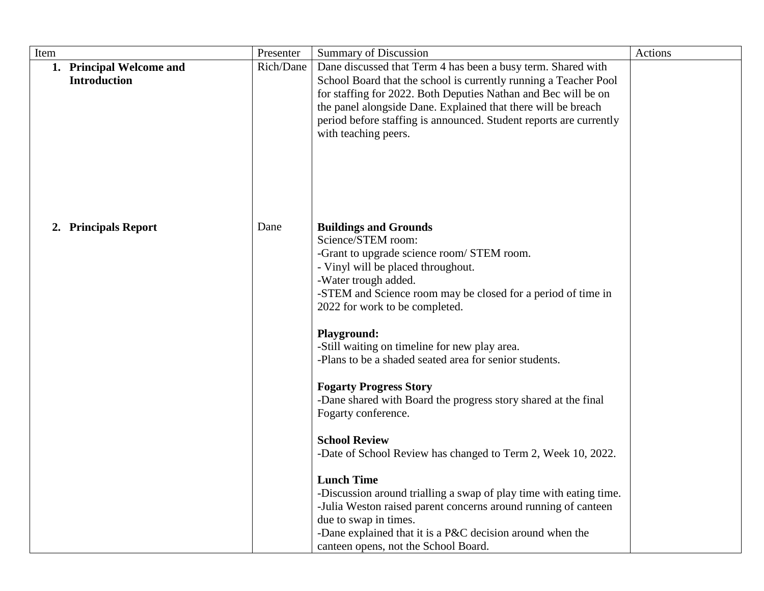| Item | Presenter | Summary of Discussion | Actions |
| --- | --- | --- | --- |
| **1. Principal Welcome and Introduction** | Rich/Dane | Dane discussed that Term 4 has been a busy term. Shared with School Board that the school is currently running a Teacher Pool for staffing for 2022. Both Deputies Nathan and Bec will be on the panel alongside Dane. Explained that there will be breach period before staffing is announced. Student reports are currently with teaching peers. | |
| **2. Principals Report** | Dane | **Buildings and Grounds**<br>Science/STEM room:<br>-Grant to upgrade science room/ STEM room.<br>- Vinyl will be placed throughout.<br>-Water trough added.<br>-STEM and Science room may be closed for a period of time in 2022 for work to be completed.<br><br>**Playground:**<br>-Still waiting on timeline for new play area.<br>-Plans to be a shaded seated area for senior students.<br><br>**Fogarty Progress Story**<br>-Dane shared with Board the progress story shared at the final Fogarty conference.<br><br>**School Review**<br>-Date of School Review has changed to Term 2, Week 10, 2022.<br><br>**Lunch Time**<br>-Discussion around trialling a swap of play time with eating time.<br>-Julia Weston raised parent concerns around running of canteen due to swap in times.<br>-Dane explained that it is a P&C decision around when the canteen opens, not the School Board. | |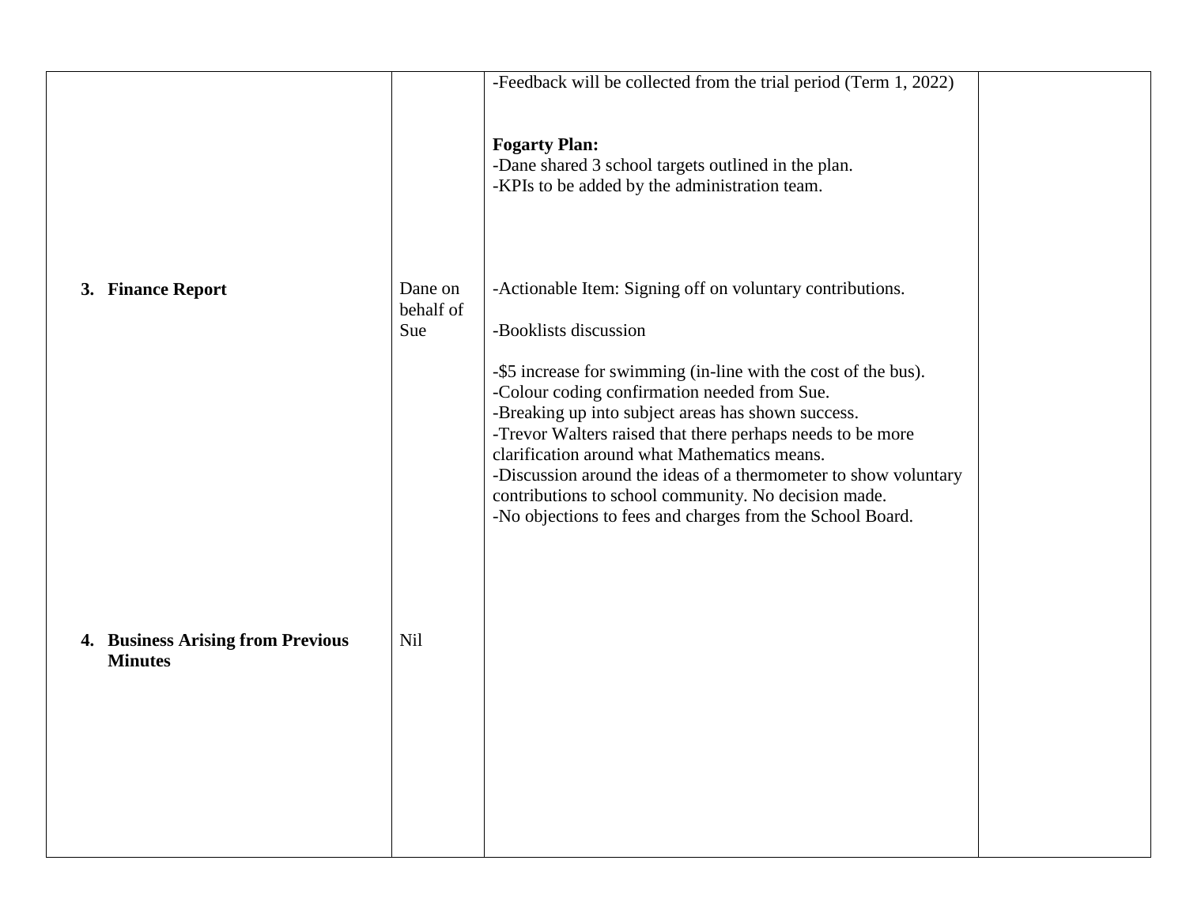| | | | |
|---|---|---|---|
| | | -Feedback will be collected from the trial period (Term 1, 2022)<br><br>**Fogarty Plan:**<br>-Dane shared 3 school targets outlined in the plan.<br>-KPIs to be added by the administration team. | |
| **3. Finance Report** | Dane on behalf of Sue | -Actionable Item: Signing off on voluntary contributions.<br><br>-Booklists discussion<br><br>-$5 increase for swimming (in-line with the cost of the bus).<br>-Colour coding confirmation needed from Sue.<br>-Breaking up into subject areas has shown success.<br>-Trevor Walters raised that there perhaps needs to be more clarification around what Mathematics means.<br>-Discussion around the ideas of a thermometer to show voluntary contributions to school community. No decision made.<br>-No objections to fees and charges from the School Board. | |
| **4. Business Arising from Previous Minutes** | Nil | | |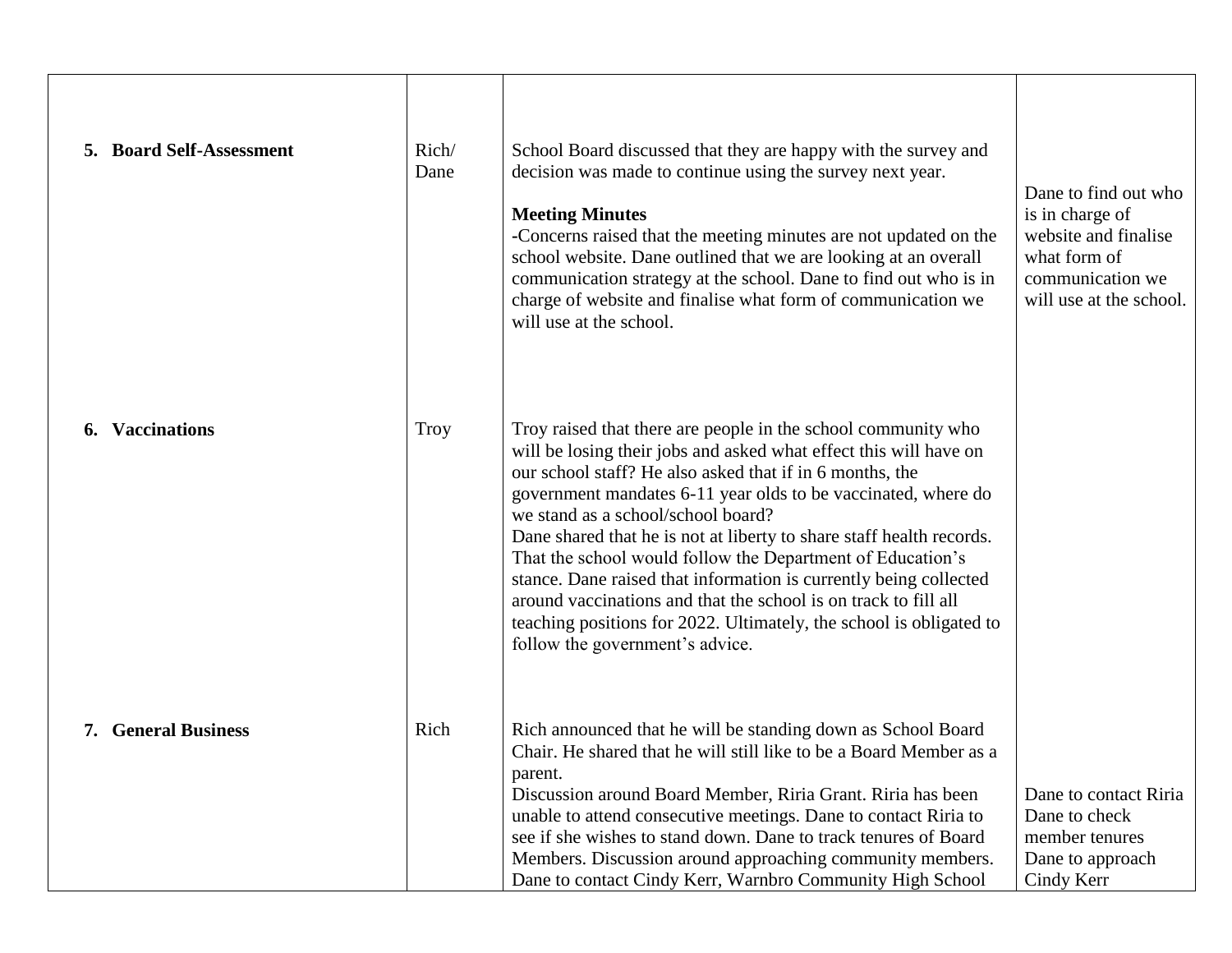| | | | |
|---|---|---|---|
| **5. Board Self-Assessment** | Rich/ Dane | School Board discussed that they are happy with the survey and decision was made to continue using the survey next year.<br><br>**Meeting Minutes**<br>-Concerns raised that the meeting minutes are not updated on the school website. Dane outlined that we are looking at an overall communication strategy at the school. Dane to find out who is in charge of website and finalise what form of communication we will use at the school. | Dane to find out who is in charge of website and finalise what form of communication we will use at the school. |
| **6. Vaccinations** | Troy | Troy raised that there are people in the school community who will be losing their jobs and asked what effect this will have on our school staff? He also asked that if in 6 months, the government mandates 6-11 year olds to be vaccinated, where do we stand as a school/school board?<br>Dane shared that he is not at liberty to share staff health records. That the school would follow the Department of Education's stance. Dane raised that information is currently being collected around vaccinations and that the school is on track to fill all teaching positions for 2022. Ultimately, the school is obligated to follow the government's advice. | |
| **7. General Business** | Rich | Rich announced that he will be standing down as School Board Chair. He shared that he will still like to be a Board Member as a parent.<br>Discussion around Board Member, Riria Grant. Riria has been unable to attend consecutive meetings. Dane to contact Riria to see if she wishes to stand down. Dane to track tenures of Board Members. Discussion around approaching community members. Dane to contact Cindy Kerr, Warnbro Community High School | Dane to contact Riria<br>Dane to check member tenures<br>Dane to approach Cindy Kerr |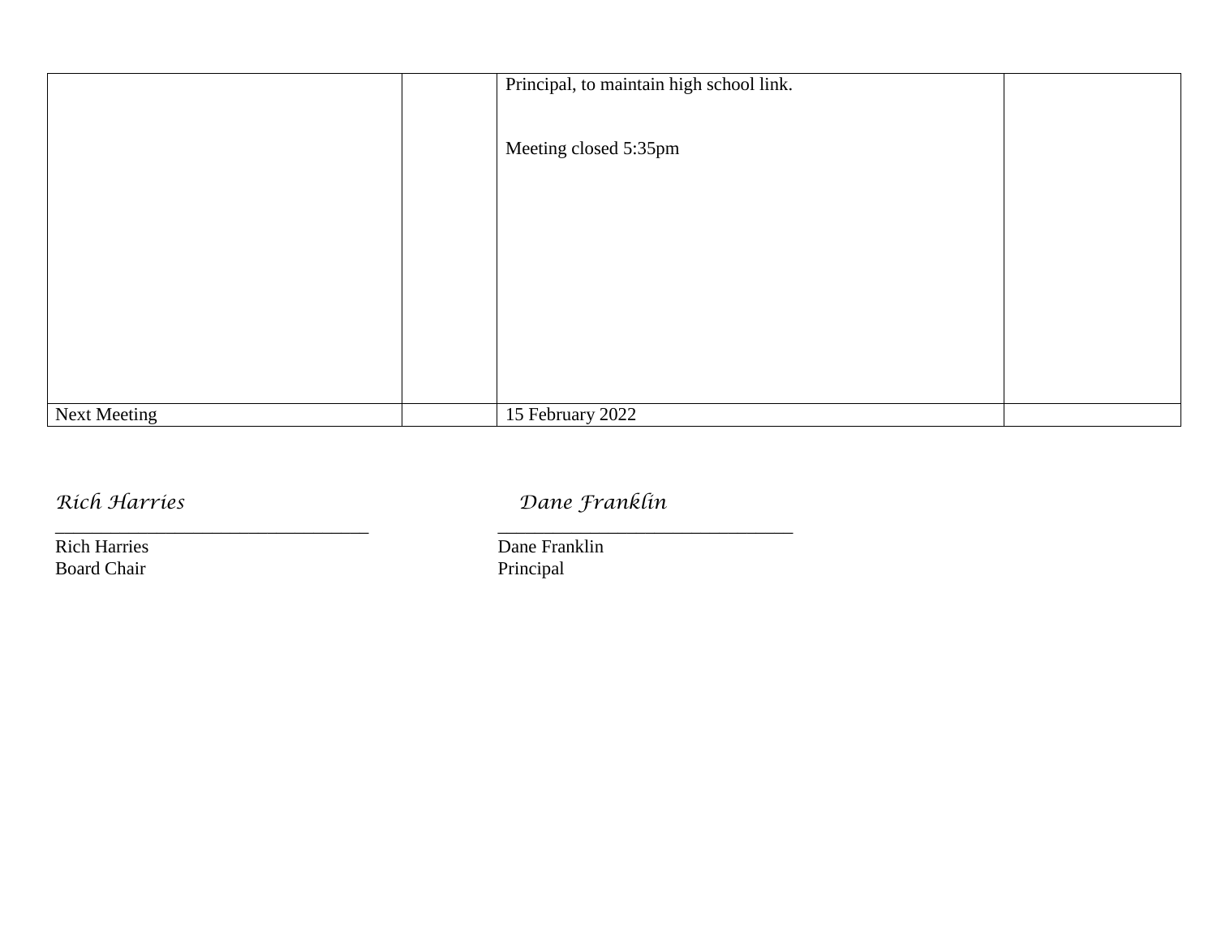| | | | |
|---|---|---|---|
| | | Principal, to maintain high school link.<br><br>Meeting closed 5:35pm | |
| Next Meeting | | 15 February 2022 | |

*Rich Harries*  
\_\_\_\_\_\_\_\_\_\_\_\_\_\_\_\_\_\_\_\_\_\_\_\_\_\_\_\_\_\_\_\_\_\_  
Rich Harries  
Board Chair

*Dane Franklin*  
\_\_\_\_\_\_\_\_\_\_\_\_\_\_\_\_\_\_\_\_\_\_\_\_\_\_\_\_\_\_\_\_  
Dane Franklin  
Principal